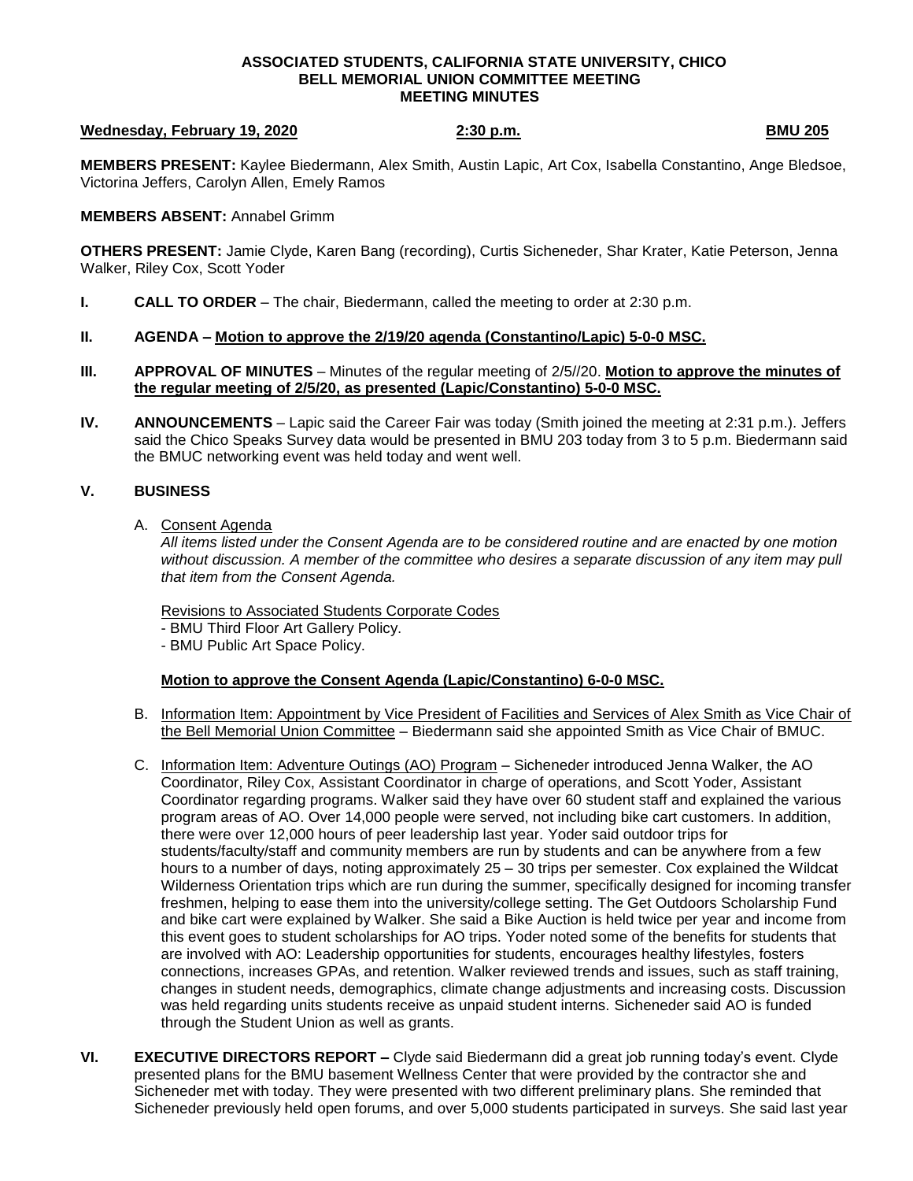**ASSOCIATED STUDENTS, CALIFORNIA STATE UNIVERSITY, CHICO**
**BELL MEMORIAL UNION COMMITTEE MEETING**
**MEETING MINUTES**

**Wednesday, February 19, 2020** **2:30 p.m.** **BMU 205**

**MEMBERS PRESENT:** Kaylee Biedermann, Alex Smith, Austin Lapic, Art Cox, Isabella Constantino, Ange Bledsoe, Victorina Jeffers, Carolyn Allen, Emely Ramos

**MEMBERS ABSENT:** Annabel Grimm

**OTHERS PRESENT:** Jamie Clyde, Karen Bang (recording), Curtis Sicheneder, Shar Krater, Katie Peterson, Jenna Walker, Riley Cox, Scott Yoder

**I. CALL TO ORDER** – The chair, Biedermann, called the meeting to order at 2:30 p.m.

**II. AGENDA – Motion to approve the 2/19/20 agenda (Constantino/Lapic) 5-0-0 MSC.**

**III. APPROVAL OF MINUTES** – Minutes of the regular meeting of 2/5//20. **Motion to approve the minutes of the regular meeting of 2/5/20, as presented (Lapic/Constantino) 5-0-0 MSC.**

**IV. ANNOUNCEMENTS** – Lapic said the Career Fair was today (Smith joined the meeting at 2:31 p.m.). Jeffers said the Chico Speaks Survey data would be presented in BMU 203 today from 3 to 5 p.m. Biedermann said the BMUC networking event was held today and went well.

**V. BUSINESS**

A. Consent Agenda

*All items listed under the Consent Agenda are to be considered routine and are enacted by one motion without discussion. A member of the committee who desires a separate discussion of any item may pull that item from the Consent Agenda.*

Revisions to Associated Students Corporate Codes
- BMU Third Floor Art Gallery Policy.
- BMU Public Art Space Policy.

**Motion to approve the Consent Agenda (Lapic/Constantino) 6-0-0 MSC.**

B. Information Item: Appointment by Vice President of Facilities and Services of Alex Smith as Vice Chair of the Bell Memorial Union Committee – Biedermann said she appointed Smith as Vice Chair of BMUC.

C. Information Item: Adventure Outings (AO) Program – Sicheneder introduced Jenna Walker, the AO Coordinator, Riley Cox, Assistant Coordinator in charge of operations, and Scott Yoder, Assistant Coordinator regarding programs. Walker said they have over 60 student staff and explained the various program areas of AO. Over 14,000 people were served, not including bike cart customers. In addition, there were over 12,000 hours of peer leadership last year. Yoder said outdoor trips for students/faculty/staff and community members are run by students and can be anywhere from a few hours to a number of days, noting approximately 25 – 30 trips per semester. Cox explained the Wildcat Wilderness Orientation trips which are run during the summer, specifically designed for incoming transfer freshmen, helping to ease them into the university/college setting. The Get Outdoors Scholarship Fund and bike cart were explained by Walker. She said a Bike Auction is held twice per year and income from this event goes to student scholarships for AO trips. Yoder noted some of the benefits for students that are involved with AO: Leadership opportunities for students, encourages healthy lifestyles, fosters connections, increases GPAs, and retention. Walker reviewed trends and issues, such as staff training, changes in student needs, demographics, climate change adjustments and increasing costs. Discussion was held regarding units students receive as unpaid student interns. Sicheneder said AO is funded through the Student Union as well as grants.

**VI. EXECUTIVE DIRECTORS REPORT –** Clyde said Biedermann did a great job running today's event. Clyde presented plans for the BMU basement Wellness Center that were provided by the contractor she and Sicheneder met with today. They were presented with two different preliminary plans. She reminded that Sicheneder previously held open forums, and over 5,000 students participated in surveys. She said last year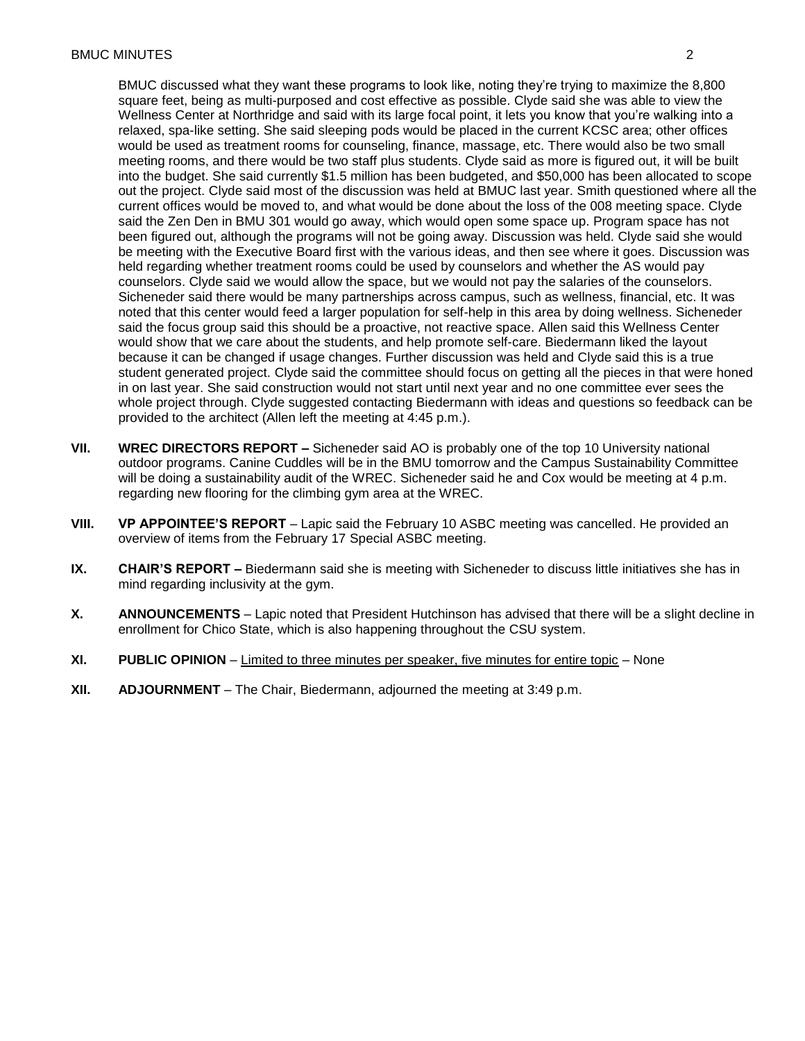BMUC discussed what they want these programs to look like, noting they're trying to maximize the 8,800 square feet, being as multi-purposed and cost effective as possible. Clyde said she was able to view the Wellness Center at Northridge and said with its large focal point, it lets you know that you're walking into a relaxed, spa-like setting. She said sleeping pods would be placed in the current KCSC area; other offices would be used as treatment rooms for counseling, finance, massage, etc. There would also be two small meeting rooms, and there would be two staff plus students. Clyde said as more is figured out, it will be built into the budget. She said currently $1.5 million has been budgeted, and $50,000 has been allocated to scope out the project. Clyde said most of the discussion was held at BMUC last year. Smith questioned where all the current offices would be moved to, and what would be done about the loss of the 008 meeting space. Clyde said the Zen Den in BMU 301 would go away, which would open some space up. Program space has not been figured out, although the programs will not be going away. Discussion was held. Clyde said she would be meeting with the Executive Board first with the various ideas, and then see where it goes. Discussion was held regarding whether treatment rooms could be used by counselors and whether the AS would pay counselors. Clyde said we would allow the space, but we would not pay the salaries of the counselors. Sicheneder said there would be many partnerships across campus, such as wellness, financial, etc. It was noted that this center would feed a larger population for self-help in this area by doing wellness. Sicheneder said the focus group said this should be a proactive, not reactive space. Allen said this Wellness Center would show that we care about the students, and help promote self-care. Biedermann liked the layout because it can be changed if usage changes. Further discussion was held and Clyde said this is a true student generated project. Clyde said the committee should focus on getting all the pieces in that were honed in on last year. She said construction would not start until next year and no one committee ever sees the whole project through. Clyde suggested contacting Biedermann with ideas and questions so feedback can be provided to the architect (Allen left the meeting at 4:45 p.m.).

**VII. WREC DIRECTORS REPORT –** Sicheneder said AO is probably one of the top 10 University national outdoor programs. Canine Cuddles will be in the BMU tomorrow and the Campus Sustainability Committee will be doing a sustainability audit of the WREC. Sicheneder said he and Cox would be meeting at 4 p.m. regarding new flooring for the climbing gym area at the WREC.

**VIII. VP APPOINTEE'S REPORT** – Lapic said the February 10 ASBC meeting was cancelled. He provided an overview of items from the February 17 Special ASBC meeting.

**IX. CHAIR'S REPORT –** Biedermann said she is meeting with Sicheneder to discuss little initiatives she has in mind regarding inclusivity at the gym.

**X. ANNOUNCEMENTS** – Lapic noted that President Hutchinson has advised that there will be a slight decline in enrollment for Chico State, which is also happening throughout the CSU system.

**XI. PUBLIC OPINION** – Limited to three minutes per speaker, five minutes for entire topic – None

**XII. ADJOURNMENT** – The Chair, Biedermann, adjourned the meeting at 3:49 p.m.